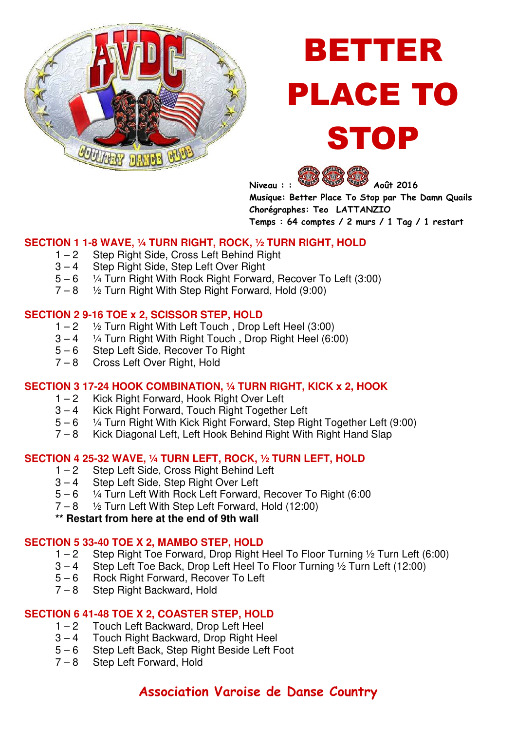# BETTER PLACE TO STOP

Niveau : :  Août 2016

Musique: Better Place To Stop par The Damn Quails

Chorégraphes: Teo LATTANZIO

Temps : 64 comptes / 2 murs / 1 Tag / 1 restart

## SECTION 1 1-8 WAVE, ¼ TURN RIGHT, ROCK, ½ TURN RIGHT, HOLD

1 – 2 Step Right Side, Cross Left Behind Right
3 – 4 Step Right Side, Step Left Over Right
5 – 6 ¼ Turn Right With Rock Right Forward, Recover To Left (3:00)
7 – 8 ½ Turn Right With Step Right Forward, Hold (9:00)

## SECTION 2 9-16 TOE x 2, SCISSOR STEP, HOLD

1 – 2 ½ Turn Right With Left Touch , Drop Left Heel (3:00)
3 – 4 ¼ Turn Right With Right Touch , Drop Right Heel (6:00)
5 – 6 Step Left Side, Recover To Right
7 – 8 Cross Left Over Right, Hold

## SECTION 3 17-24 HOOK COMBINATION, ¼ TURN RIGHT, KICK x 2, HOOK

1 – 2 Kick Right Forward, Hook Right Over Left
3 – 4 Kick Right Forward, Touch Right Together Left
5 – 6 ¼ Turn Right With Kick Right Forward, Step Right Together Left (9:00)
7 – 8 Kick Diagonal Left, Left Hook Behind Right With Right Hand Slap

## SECTION 4 25-32 WAVE, ¼ TURN LEFT, ROCK, ½ TURN LEFT, HOLD

1 – 2 Step Left Side, Cross Right Behind Left
3 – 4 Step Left Side, Step Right Over Left
5 – 6 ¼ Turn Left With Rock Left Forward, Recover To Right (6:00
7 – 8 ½ Turn Left With Step Left Forward, Hold (12:00)

**** Restart from here at the end of 9th wall**

## SECTION 5 33-40 TOE X 2, MAMBO STEP, HOLD

1 – 2 Step Right Toe Forward, Drop Right Heel To Floor Turning ½ Turn Left (6:00)
3 – 4 Step Left Toe Back, Drop Left Heel To Floor Turning ½ Turn Left (12:00)
5 – 6 Rock Right Forward, Recover To Left
7 – 8 Step Right Backward, Hold

## SECTION 6 41-48 TOE X 2, COASTER STEP, HOLD

1 – 2 Touch Left Backward, Drop Left Heel
3 – 4 Touch Right Backward, Drop Right Heel
5 – 6 Step Left Back, Step Right Beside Left Foot
7 – 8 Step Left Forward, Hold

**Association Varoise de Danse Country**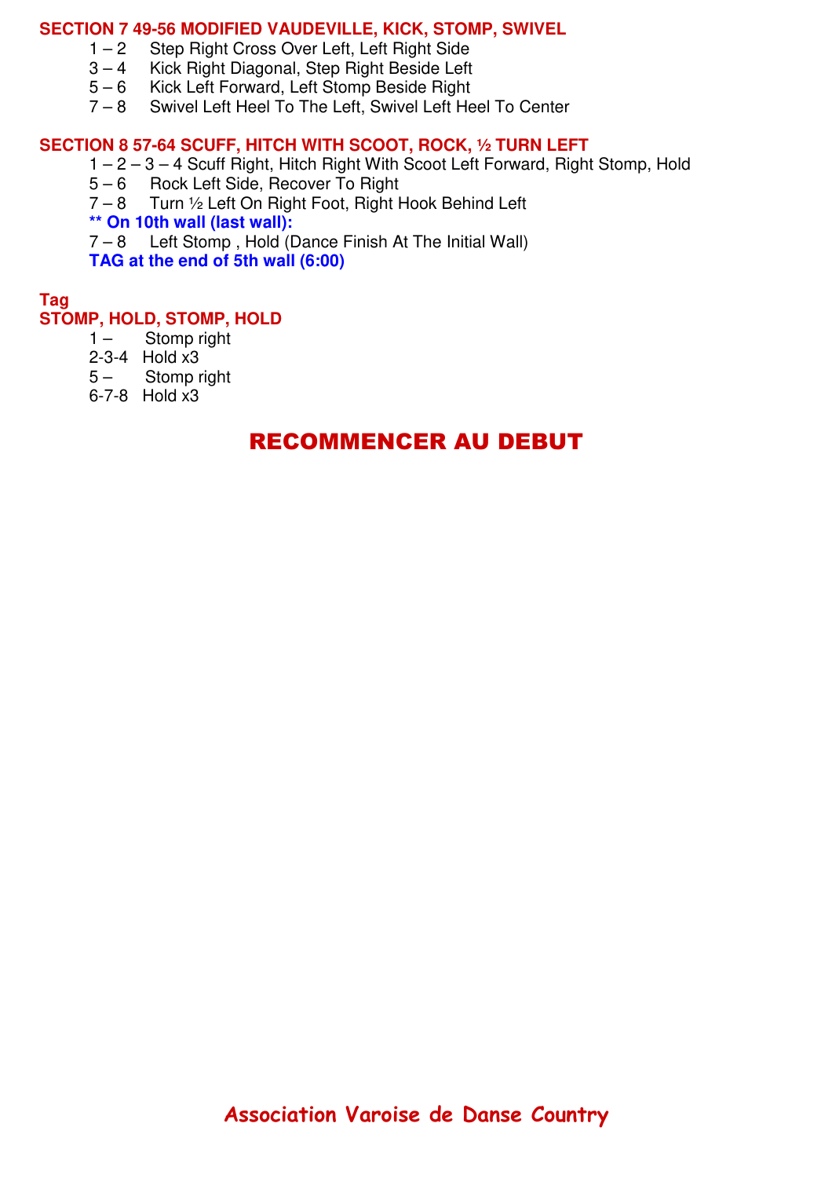### SECTION 7 49-56 MODIFIED VAUDEVILLE, KICK, STOMP, SWIVEL

1 – 2 Step Right Cross Over Left, Left Right Side
3 – 4 Kick Right Diagonal, Step Right Beside Left
5 – 6 Kick Left Forward, Left Stomp Beside Right
7 – 8 Swivel Left Heel To The Left, Swivel Left Heel To Center

### SECTION 8 57-64 SCUFF, HITCH WITH SCOOT, ROCK, ½ TURN LEFT

1 – 2 – 3 – 4 Scuff Right, Hitch Right With Scoot Left Forward, Right Stomp, Hold
5 – 6 Rock Left Side, Recover To Right
7 – 8 Turn ½ Left On Right Foot, Right Hook Behind Left

**** On 10th wall (last wall):**
7 – 8 Left Stomp , Hold (Dance Finish At The Initial Wall)

**TAG at the end of 5th wall (6:00)**

### Tag
### STOMP, HOLD, STOMP, HOLD

1 – Stomp right
2-3-4 Hold x3
5 – Stomp right
6-7-8 Hold x3

## RECOMMENCER AU DEBUT

Association Varoise de Danse Country